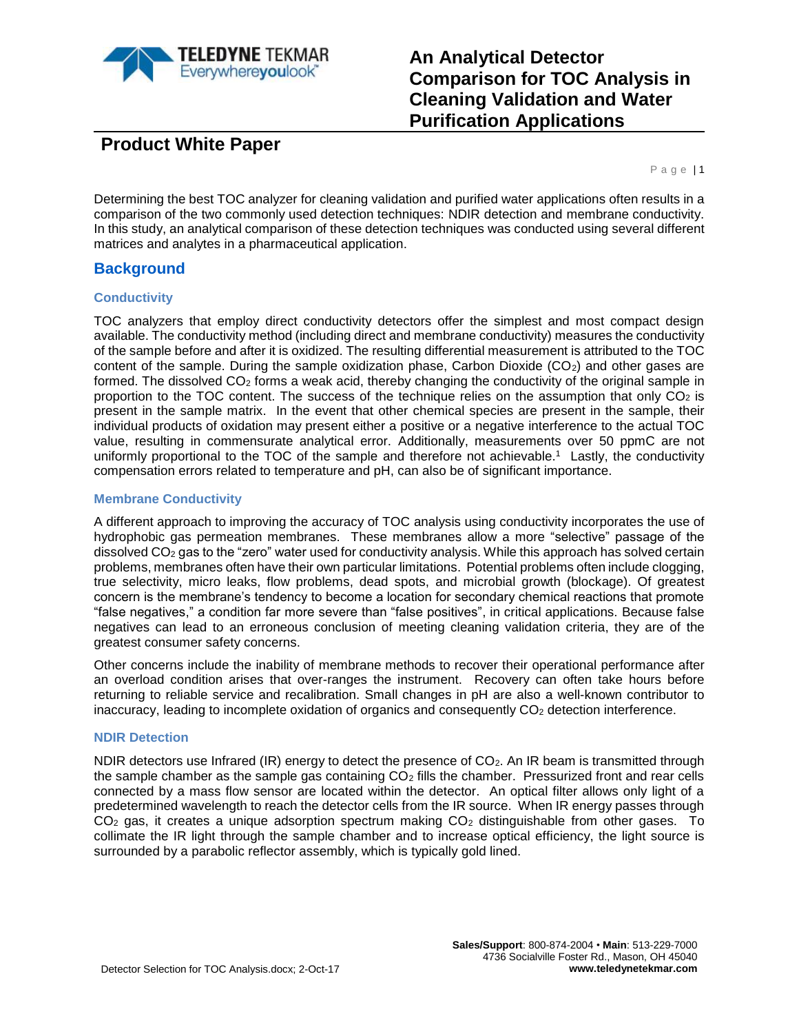# An Analytical Detector Comparison for TOC Analysis in Cleaning Validation and Water Purification Applications

## Product White Paper

Determining the best TOC analyzer for cleaning validation and purified water applications often results in a comparison of the two commonly used detection techniques: NDIR detection and membrane conductivity. In this study, an analytical comparison of these detection techniques was conducted using several different matrices and analytes in a pharmaceutical application.

## Background

### Conductivity

TOC analyzers that employ direct conductivity detectors offer the simplest and most compact design available. The conductivity method (including direct and membrane conductivity) measures the conductivity of the sample before and after it is oxidized. The resulting differential measurement is attributed to the TOC content of the sample. During the sample oxidization phase, Carbon Dioxide ($CO_2$) and other gases are formed. The dissolved $CO_2$ forms a weak acid, thereby changing the conductivity of the original sample in proportion to the TOC content. The success of the technique relies on the assumption that only $CO_2$ is present in the sample matrix. In the event that other chemical species are present in the sample, their individual products of oxidation may present either a positive or a negative interference to the actual TOC value, resulting in commensurate analytical error. Additionally, measurements over 50 ppmC are not uniformly proportional to the TOC of the sample and therefore not achievable.[1] Lastly, the conductivity compensation errors related to temperature and pH, can also be of significant importance.

### Membrane Conductivity

A different approach to improving the accuracy of TOC analysis using conductivity incorporates the use of hydrophobic gas permeation membranes. These membranes allow a more "selective" passage of the dissolved $CO_2$ gas to the "zero" water used for conductivity analysis. While this approach has solved certain problems, membranes often have their own particular limitations. Potential problems often include clogging, true selectivity, micro leaks, flow problems, dead spots, and microbial growth (blockage). Of greatest concern is the membrane's tendency to become a location for secondary chemical reactions that promote "false negatives," a condition far more severe than "false positives", in critical applications. Because false negatives can lead to an erroneous conclusion of meeting cleaning validation criteria, they are of the greatest consumer safety concerns.

Other concerns include the inability of membrane methods to recover their operational performance after an overload condition arises that over-ranges the instrument. Recovery can often take hours before returning to reliable service and recalibration. Small changes in pH are also a well-known contributor to inaccuracy, leading to incomplete oxidation of organics and consequently $CO_2$ detection interference.

### NDIR Detection

NDIR detectors use Infrared (IR) energy to detect the presence of $CO_2$. An IR beam is transmitted through the sample chamber as the sample gas containing $CO_2$ fills the chamber. Pressurized front and rear cells connected by a mass flow sensor are located within the detector. An optical filter allows only light of a predetermined wavelength to reach the detector cells from the IR source. When IR energy passes through $CO_2$ gas, it creates a unique adsorption spectrum making $CO_2$ distinguishable from other gases. To collimate the IR light through the sample chamber and to increase optical efficiency, the light source is surrounded by a parabolic reflector assembly, which is typically gold lined.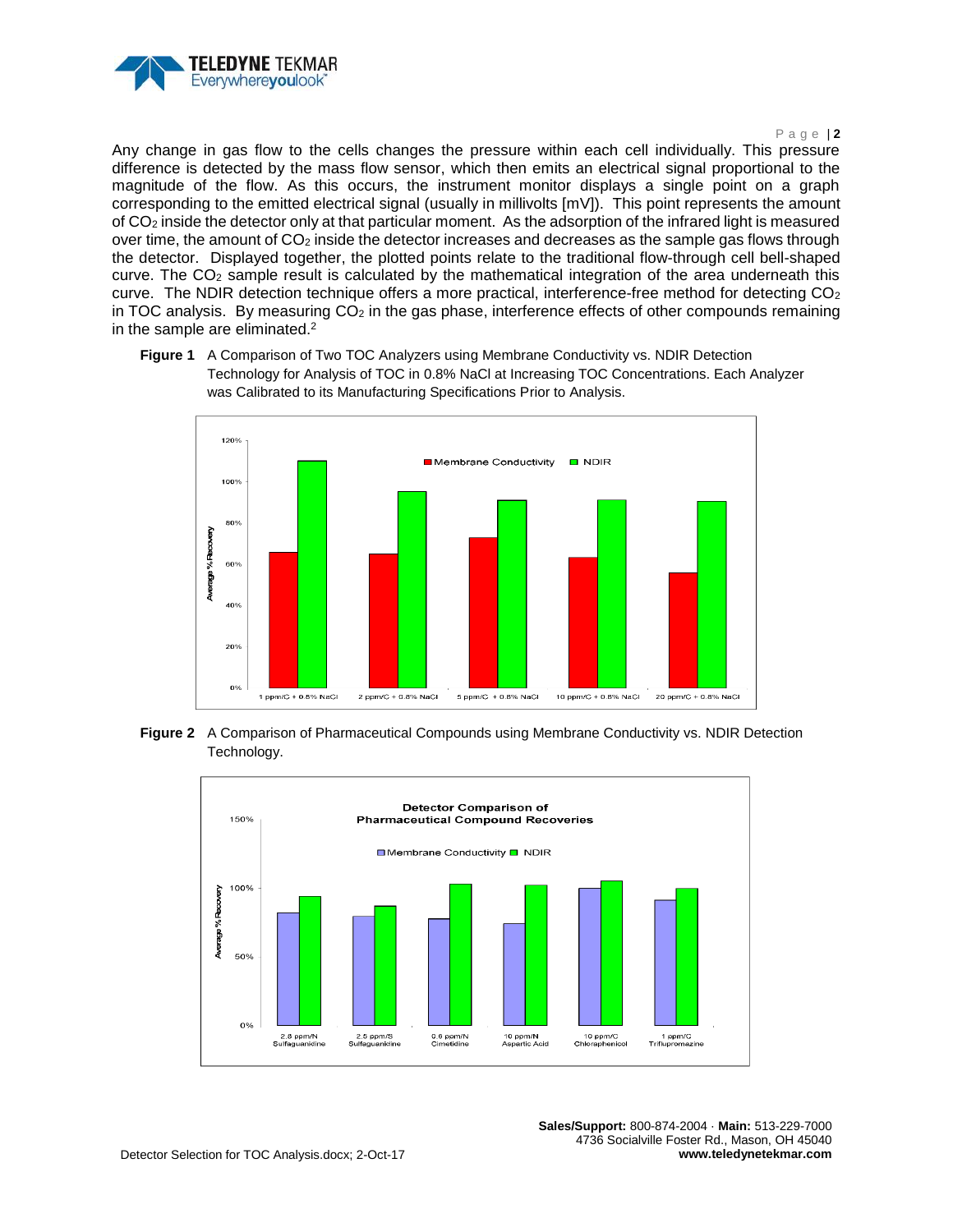Any change in gas flow to the cells changes the pressure within each cell individually. This pressure difference is detected by the mass flow sensor, which then emits an electrical signal proportional to the magnitude of the flow. As this occurs, the instrument monitor displays a single point on a graph corresponding to the emitted electrical signal (usually in millivolts [mV]). This point represents the amount of $CO_2$ inside the detector only at that particular moment. As the adsorption of the infrared light is measured over time, the amount of $CO_2$ inside the detector increases and decreases as the sample gas flows through the detector. Displayed together, the plotted points relate to the traditional flow-through cell bell-shaped curve. The $CO_2$ sample result is calculated by the mathematical integration of the area underneath this curve. The NDIR detection technique offers a more practical, interference-free method for detecting $CO_2$ in TOC analysis. By measuring $CO_2$ in the gas phase, interference effects of other compounds remaining in the sample are eliminated.[2]

**Figure 1** A Comparison of Two TOC Analyzers using Membrane Conductivity vs. NDIR Detection Technology for Analysis of TOC in 0.8% NaCl at Increasing TOC Concentrations. Each Analyzer was Calibrated to its Manufacturing Specifications Prior to Analysis.

**Figure 2** A Comparison of Pharmaceutical Compounds using Membrane Conductivity vs. NDIR Detection Technology.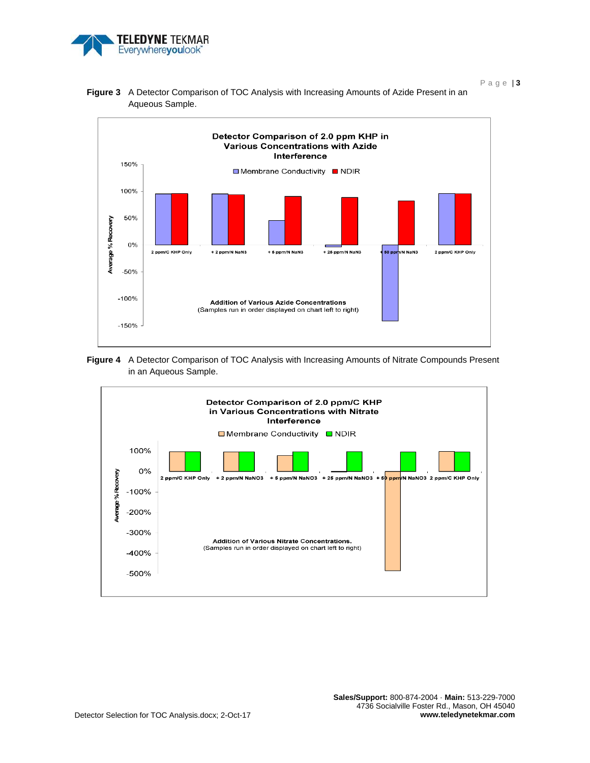**Figure 3** A Detector Comparison of TOC Analysis with Increasing Amounts of Azide Present in an Aqueous Sample.

**Figure 4** A Detector Comparison of TOC Analysis with Increasing Amounts of Nitrate Compounds Present in an Aqueous Sample.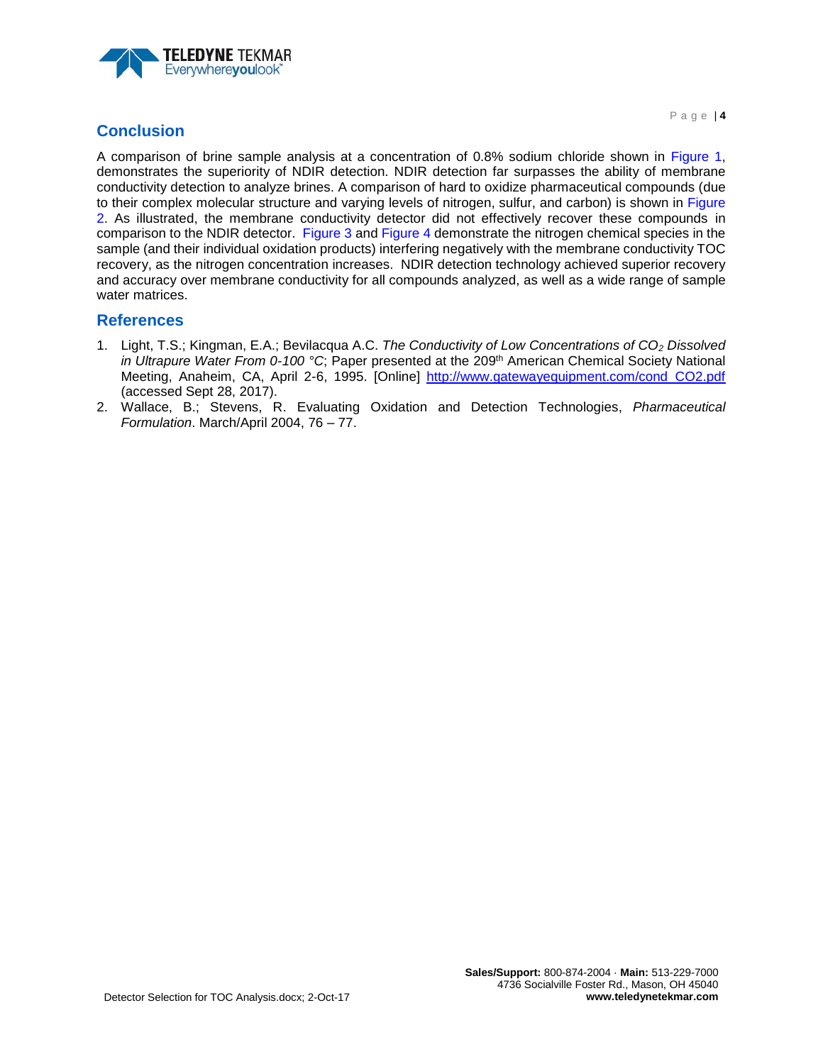## Conclusion

A comparison of brine sample analysis at a concentration of 0.8% sodium chloride shown in Figure 1, demonstrates the superiority of NDIR detection. NDIR detection far surpasses the ability of membrane conductivity detection to analyze brines. A comparison of hard to oxidize pharmaceutical compounds (due to their complex molecular structure and varying levels of nitrogen, sulfur, and carbon) is shown in Figure 2. As illustrated, the membrane conductivity detector did not effectively recover these compounds in comparison to the NDIR detector. Figure 3 and Figure 4 demonstrate the nitrogen chemical species in the sample (and their individual oxidation products) interfering negatively with the membrane conductivity TOC recovery, as the nitrogen concentration increases. NDIR detection technology achieved superior recovery and accuracy over membrane conductivity for all compounds analyzed, as well as a wide range of sample water matrices.

## References

1. Light, T.S.; Kingman, E.A.; Bevilacqua A.C. *The Conductivity of Low Concentrations of $CO_2$ Dissolved in Ultrapure Water From 0-100 °C*; Paper presented at the 209th American Chemical Society National Meeting, Anaheim, CA, April 2-6, 1995. [Online] http://www.gatewayequipment.com/cond_CO2.pdf (accessed Sept 28, 2017).
2. Wallace, B.; Stevens, R. Evaluating Oxidation and Detection Technologies, *Pharmaceutical Formulation*. March/April 2004, 76 – 77.